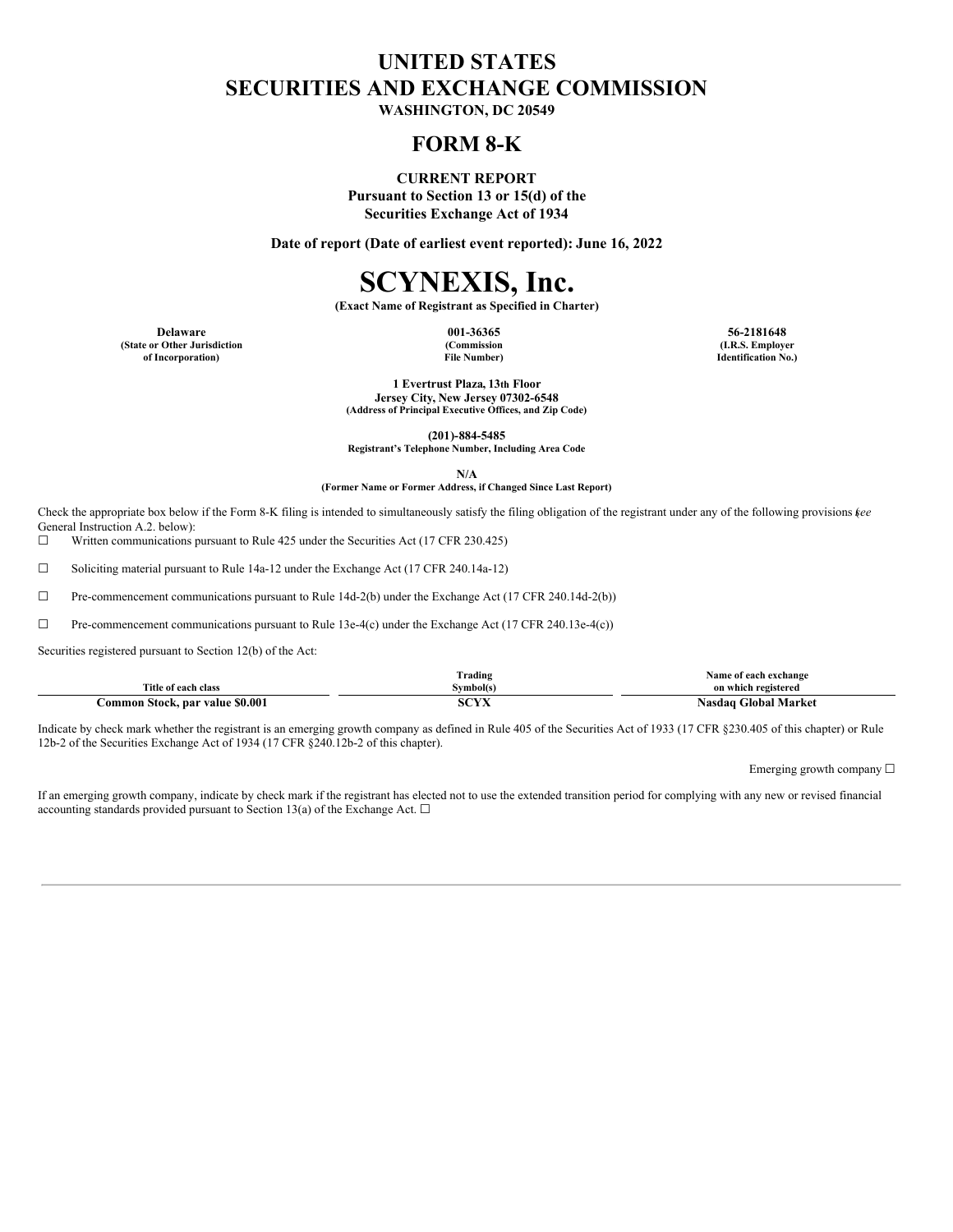# UNITED STATES
# SECURITIES AND EXCHANGE COMMISSION

**WASHINGTON, DC 20549**

## FORM 8-K

**CURRENT REPORT**
**Pursuant to Section 13 or 15(d) of the**
**Securities Exchange Act of 1934**

**Date of report (Date of earliest event reported): June 16, 2022**

# SCYNEXIS, Inc.

**(Exact Name of Registrant as Specified in Charter)**

| **Delaware** | **001-36365** | **56-2181648** |
|---|---|---|
| **(State or Other Jurisdiction of Incorporation)** | **(Commission File Number)** | **(I.R.S. Employer Identification No.)** |

**1 Evertrust Plaza, 13th Floor**
**Jersey City, New Jersey 07302-6548**
**(Address of Principal Executive Offices, and Zip Code)**

**(201)-884-5485**
**Registrant's Telephone Number, Including Area Code**

**N/A**
**(Former Name or Former Address, if Changed Since Last Report)**

Check the appropriate box below if the Form 8-K filing is intended to simultaneously satisfy the filing obligation of the registrant under any of the following provisions (*see* General Instruction A.2. below):

☐ Written communications pursuant to Rule 425 under the Securities Act (17 CFR 230.425)

☐ Soliciting material pursuant to Rule 14a-12 under the Exchange Act (17 CFR 240.14a-12)

☐ Pre-commencement communications pursuant to Rule 14d-2(b) under the Exchange Act (17 CFR 240.14d-2(b))

☐ Pre-commencement communications pursuant to Rule 13e-4(c) under the Exchange Act (17 CFR 240.13e-4(c))

Securities registered pursuant to Section 12(b) of the Act:

| Title of each class | Trading Symbol(s) | Name of each exchange on which registered |
|---|---|---|
| **Common Stock, par value $0.001** | **SCYX** | **Nasdaq Global Market** |

Indicate by check mark whether the registrant is an emerging growth company as defined in Rule 405 of the Securities Act of 1933 (17 CFR §230.405 of this chapter) or Rule 12b-2 of the Securities Exchange Act of 1934 (17 CFR §240.12b-2 of this chapter).

Emerging growth company ☐

If an emerging growth company, indicate by check mark if the registrant has elected not to use the extended transition period for complying with any new or revised financial accounting standards provided pursuant to Section 13(a) of the Exchange Act. ☐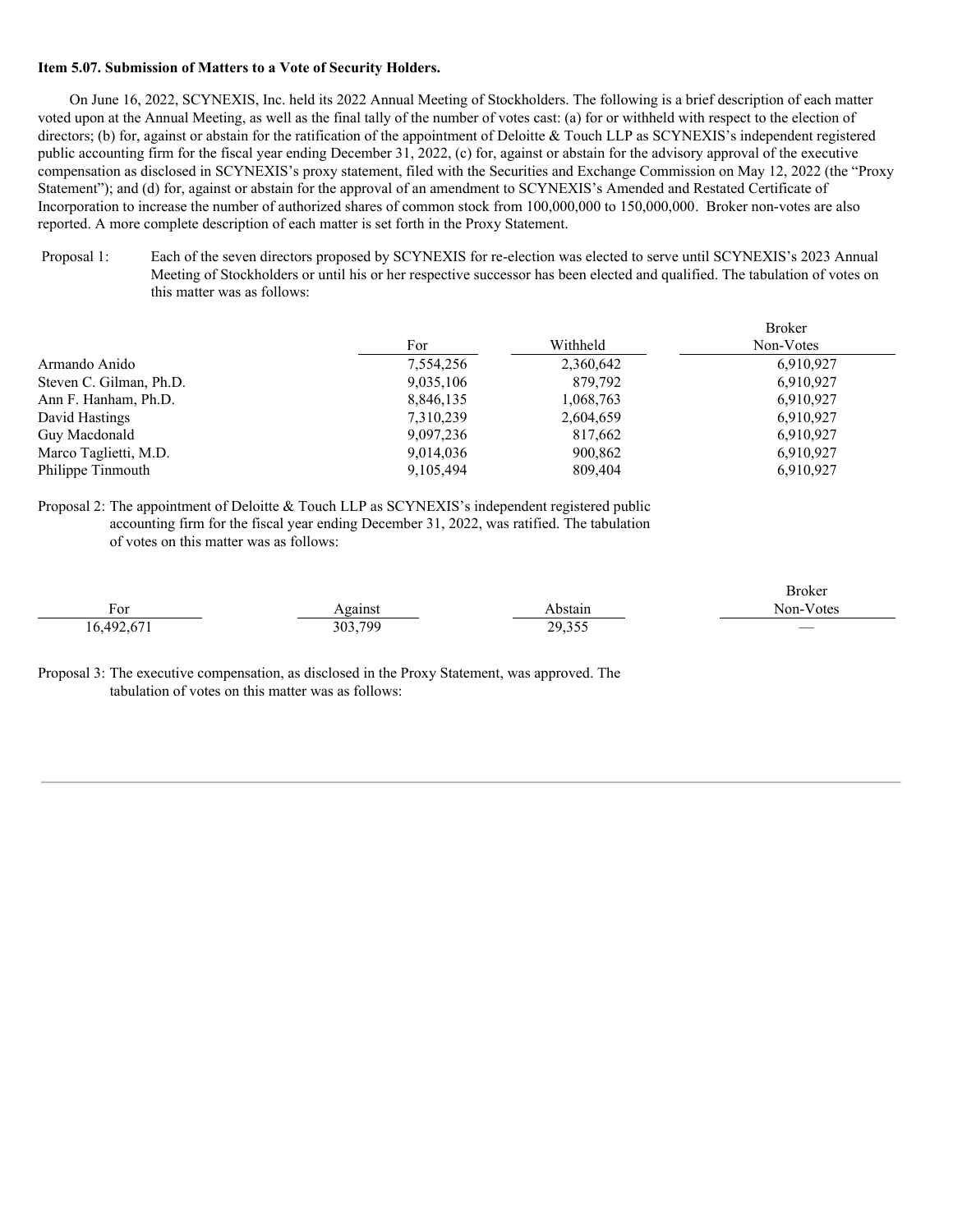**Item 5.07. Submission of Matters to a Vote of Security Holders.**

On June 16, 2022, SCYNEXIS, Inc. held its 2022 Annual Meeting of Stockholders. The following is a brief description of each matter voted upon at the Annual Meeting, as well as the final tally of the number of votes cast: (a) for or withheld with respect to the election of directors; (b) for, against or abstain for the ratification of the appointment of Deloitte & Touch LLP as SCYNEXIS's independent registered public accounting firm for the fiscal year ending December 31, 2022, (c) for, against or abstain for the advisory approval of the executive compensation as disclosed in SCYNEXIS's proxy statement, filed with the Securities and Exchange Commission on May 12, 2022 (the "Proxy Statement"); and (d) for, against or abstain for the approval of an amendment to SCYNEXIS's Amended and Restated Certificate of Incorporation to increase the number of authorized shares of common stock from 100,000,000 to 150,000,000. Broker non-votes are also reported. A more complete description of each matter is set forth in the Proxy Statement.

Proposal 1: Each of the seven directors proposed by SCYNEXIS for re-election was elected to serve until SCYNEXIS's 2023 Annual Meeting of Stockholders or until his or her respective successor has been elected and qualified. The tabulation of votes on this matter was as follows:

| | For | Withheld | Broker Non-Votes |
|---|---|---|---|
| Armando Anido | 7,554,256 | 2,360,642 | 6,910,927 |
| Steven C. Gilman, Ph.D. | 9,035,106 | 879,792 | 6,910,927 |
| Ann F. Hanham, Ph.D. | 8,846,135 | 1,068,763 | 6,910,927 |
| David Hastings | 7,310,239 | 2,604,659 | 6,910,927 |
| Guy Macdonald | 9,097,236 | 817,662 | 6,910,927 |
| Marco Taglietti, M.D. | 9,014,036 | 900,862 | 6,910,927 |
| Philippe Tinmouth | 9,105,494 | 809,404 | 6,910,927 |

Proposal 2: The appointment of Deloitte & Touch LLP as SCYNEXIS's independent registered public accounting firm for the fiscal year ending December 31, 2022, was ratified. The tabulation of votes on this matter was as follows:

| For | Against | Abstain | Broker Non-Votes |
|---|---|---|---|
| 16,492,671 | 303,799 | 29,355 | — |

Proposal 3: The executive compensation, as disclosed in the Proxy Statement, was approved. The tabulation of votes on this matter was as follows: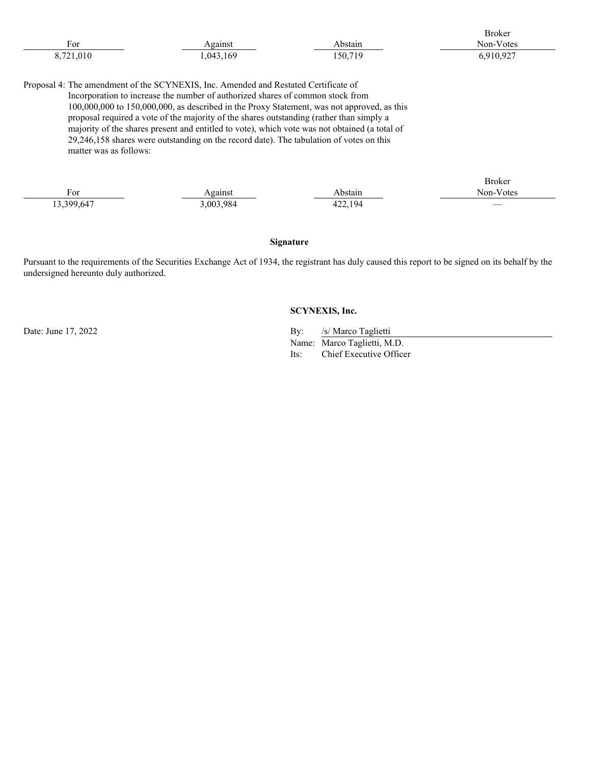| For | Against | Abstain | Broker Non-Votes |
|---|---|---|---|
| 8,721,010 | 1,043,169 | 150,719 | 6,910,927 |

Proposal 4: The amendment of the SCYNEXIS, Inc. Amended and Restated Certificate of Incorporation to increase the number of authorized shares of common stock from 100,000,000 to 150,000,000, as described in the Proxy Statement, was not approved, as this proposal required a vote of the majority of the shares outstanding (rather than simply a majority of the shares present and entitled to vote), which vote was not obtained (a total of 29,246,158 shares were outstanding on the record date). The tabulation of votes on this matter was as follows:

| For | Against | Abstain | Broker Non-Votes |
|---|---|---|---|
| 13,399,647 | 3,003,984 | 422,194 | — |

**Signature**

Pursuant to the requirements of the Securities Exchange Act of 1934, the registrant has duly caused this report to be signed on its behalf by the undersigned hereunto duly authorized.

**SCYNEXIS, Inc.**

Date: June 17, 2022

By: /s/ Marco Taglietti
Name: Marco Taglietti, M.D.
Its: Chief Executive Officer